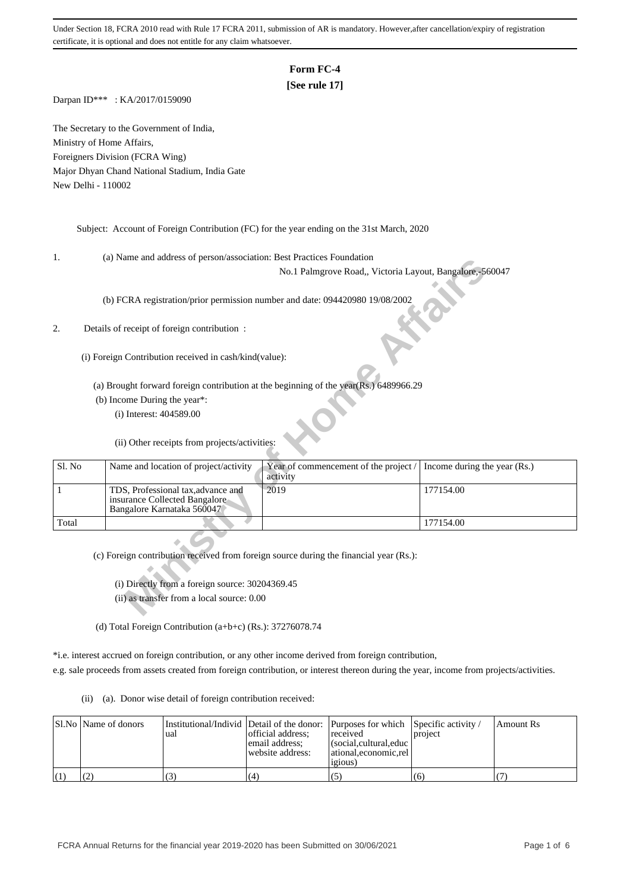Under Section 18, FCRA 2010 read with Rule 17 FCRA 2011, submission of AR is mandatory. However,after cancellation/expiry of registration certificate, it is optional and does not entitle for any claim whatsoever.

# Form FC-4
**[See rule 17]**

Darpan ID*** : KA/2017/0159090

The Secretary to the Government of India,
Ministry of Home Affairs,
Foreigners Division (FCRA Wing)
Major Dhyan Chand National Stadium, India Gate
New Delhi - 110002

Subject: Account of Foreign Contribution (FC) for the year ending on the 31st March, 2020

1. (a) Name and address of person/association: Best Practices Foundation
No.1 Palmgrove Road,, Victoria Layout, Bangalore,-560047

(b) FCRA registration/prior permission number and date: 094420980 19/08/2002

2. Details of receipt of foreign contribution :

(i) Foreign Contribution received in cash/kind(value):

(a) Brought forward foreign contribution at the beginning of the year(Rs.) 6489966.29

(b) Income During the year*:

(i) Interest: 404589.00

(ii) Other receipts from projects/activities:

| Sl. No | Name and location of project/activity | Year of commencement of the project / activity | Income during the year (Rs.) |
|---|---|---|---|
| 1 | TDS, Professional tax,advance and insurance Collected Bangalore Bangalore Karnataka 560047 | 2019 | 177154.00 |
| Total | | | 177154.00 |

(c) Foreign contribution received from foreign source during the financial year (Rs.):

(i) Directly from a foreign source: 30204369.45

(ii) as transfer from a local source: 0.00

(d) Total Foreign Contribution (a+b+c) (Rs.): 37276078.74

*i.e. interest accrued on foreign contribution, or any other income derived from foreign contribution,
e.g. sale proceeds from assets created from foreign contribution, or interest thereon during the year, income from projects/activities.

(ii) (a). Donor wise detail of foreign contribution received:

| Sl.No | Name of donors | Institutional/Individual | Detail of the donor: official address; email address; website address: | Purposes for which received (social,cultural,educational,economic,religious) | Specific activity / project | Amount Rs |
|---|---|---|---|---|---|---|
| (1) | (2) | (3) | (4) | (5) | (6) | (7) |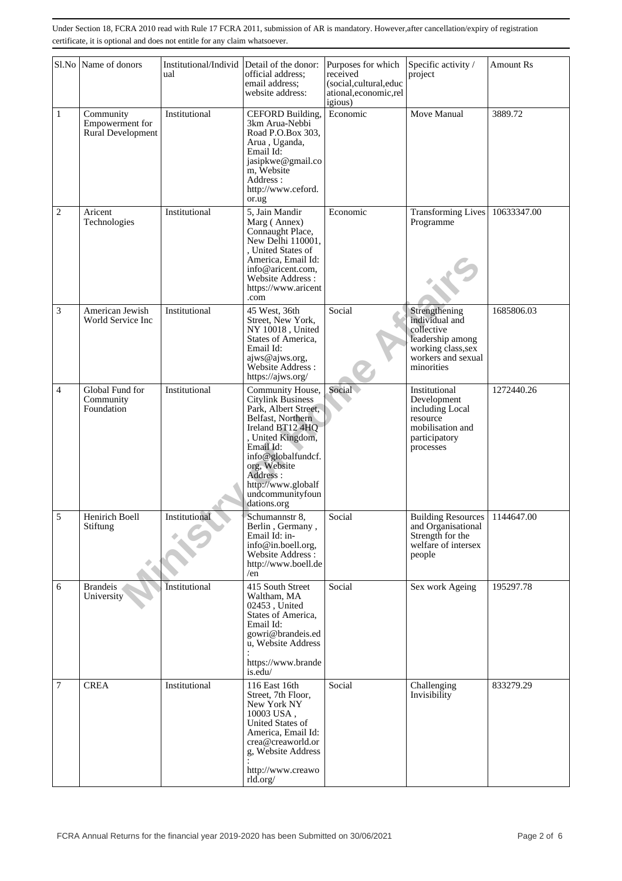Under Section 18, FCRA 2010 read with Rule 17 FCRA 2011, submission of AR is mandatory. However,after cancellation/expiry of registration certificate, it is optional and does not entitle for any claim whatsoever.

| Sl.No | Name of donors | Institutional/Individual | Detail of the donor: official address; email address; website address: | Purposes for which received (social,cultural,educational,economic,religious) | Specific activity / project | Amount Rs |
|---|---|---|---|---|---|---|
| 1 | Community Empowerment for Rural Development | Institutional | CEFORD Building, 3km Arua-Nebbi Road P.O.Box 303, Arua , Uganda, Email Id: jasipkwe@gmail.com, Website Address : http://www.ceford.or.ug | Economic | Move Manual | 3889.72 |
| 2 | Aricent Technologies | Institutional | 5, Jain Mandir Marg ( Annex) Connaught Place, New Delhi 110001, , United States of America, Email Id: info@aricent.com, Website Address : https://www.aricent.com | Economic | Transforming Lives Programme | 10633347.00 |
| 3 | American Jewish World Service Inc | Institutional | 45 West, 36th Street, New York, NY 10018 , United States of America, Email Id: ajws@ajws.org, Website Address : https://ajws.org/ | Social | Strengthening individual and collective leadership among working class,sex workers and sexual minorities | 1685806.03 |
| 4 | Global Fund for Community Foundation | Institutional | Community House, Citylink Business Park, Albert Street, Belfast, Northern Ireland BT12 4HQ , United Kingdom, Email Id: info@globalfundcf.org, Website Address : http://www.globalfundcommunityfoundations.org | Social | Institutional Development including Local resource mobilisation and participatory processes | 1272440.26 |
| 5 | Henirich Boell Stiftung | Institutional | Schumannstr 8, Berlin , Germany , Email Id: in-info@in.boell.org, Website Address : http://www.boell.de/en | Social | Building Resources and Organisational Strength for the welfare of intersex people | 1144647.00 |
| 6 | Brandeis University | Institutional | 415 South Street Waltham, MA 02453 , United States of America, Email Id: gowri@brandeis.edu, Website Address : https://www.brandeis.edu/ | Social | Sex work Ageing | 195297.78 |
| 7 | CREA | Institutional | 116 East 16th Street, 7th Floor, New York NY 10003 USA , United States of America, Email Id: crea@creaworld.org, Website Address : http://www.creaworld.org/ | Social | Challenging Invisibility | 833279.29 |

FCRA Annual Returns for the financial year 2019-2020 has been Submitted on 30/06/2021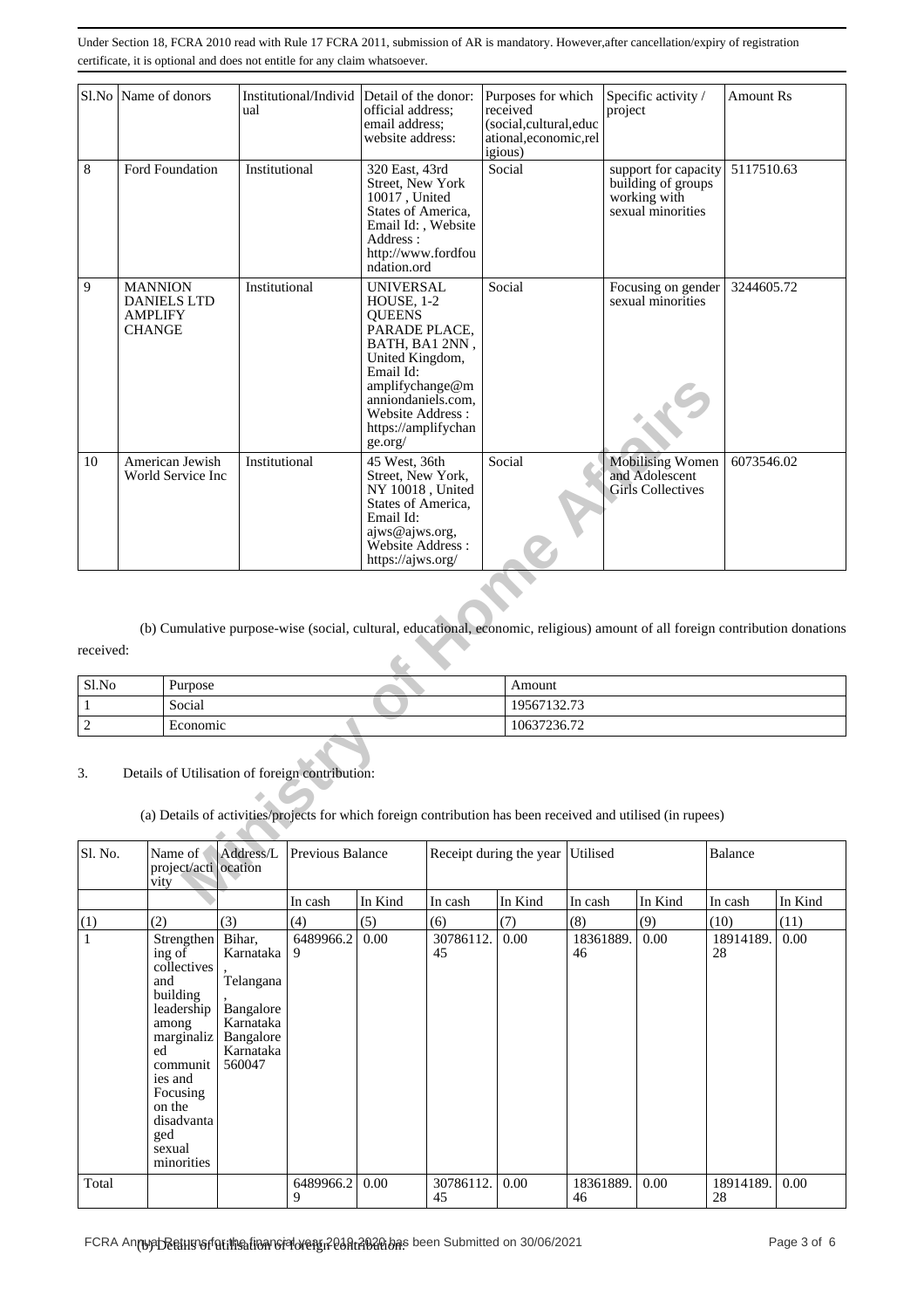Under Section 18, FCRA 2010 read with Rule 17 FCRA 2011, submission of AR is mandatory. However,after cancellation/expiry of registration certificate, it is optional and does not entitle for any claim whatsoever.

| Sl.No | Name of donors | Institutional/Individual | Detail of the donor: official address; email address; website address: | Purposes for which received (social,cultural,educational,economic,religious) | Specific activity / project | Amount Rs |
|---|---|---|---|---|---|---|
| 8 | Ford Foundation | Institutional | 320 East, 43rd Street, New York 10017 , United States of America, Email Id: , Website Address : http://www.fordfoundation.ord | Social | support for capacity building of groups working with sexual minorities | 5117510.63 |
| 9 | MANNION DANIELS LTD AMPLIFY CHANGE | Institutional | UNIVERSAL HOUSE, 1-2 QUEENS PARADE PLACE, BATH, BA1 2NN , United Kingdom, Email Id: amplifychange@manniondaniels.com, Website Address : https://amplifychange.org/ | Social | Focusing on gender sexual minorities | 3244605.72 |
| 10 | American Jewish World Service Inc | Institutional | 45 West, 36th Street, New York, NY 10018 , United States of America, Email Id: ajws@ajws.org, Website Address : https://ajws.org/ | Social | Mobilising Women and Adolescent Girls Collectives | 6073546.02 |

(b) Cumulative purpose-wise (social, cultural, educational, economic, religious) amount of all foreign contribution donations received:

| Sl.No | Purpose | Amount |
|---|---|---|
| 1 | Social | 19567132.73 |
| 2 | Economic | 10637236.72 |

3. Details of Utilisation of foreign contribution:

(a) Details of activities/projects for which foreign contribution has been received and utilised (in rupees)

| Sl. No. | Name of project/activity | Address/Location | Previous Balance | | Receipt during the year | | Utilised | | Balance | |
|---|---|---|---|---|---|---|---|---|---|---|
| | | | In cash | In Kind | In cash | In Kind | In cash | In Kind | In cash | In Kind |
| (1) | (2) | (3) | (4) | (5) | (6) | (7) | (8) | (9) | (10) | (11) |
| 1 | Strengthening of collectives and building leadership among marginalized communities and Focusing on the disadvantaged sexual minorities | Bihar, Karnataka, Telangana, Bangalore Karnataka Bangalore Karnataka 560047 | 6489966.29 | 0.00 | 30786112.45 | 0.00 | 18361889.46 | 0.00 | 18914189.28 | 0.00 |
| Total | | | 6489966.29 | 0.00 | 30786112.45 | 0.00 | 18361889.46 | 0.00 | 18914189.28 | 0.00 |

(b) Details of utilisation of foreign contribution: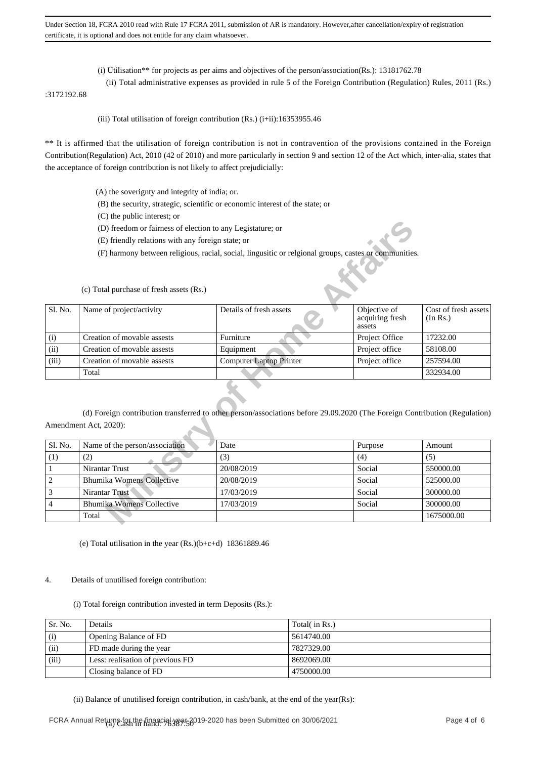Under Section 18, FCRA 2010 read with Rule 17 FCRA 2011, submission of AR is mandatory. However,after cancellation/expiry of registration certificate, it is optional and does not entitle for any claim whatsoever.

(i) Utilisation** for projects as per aims and objectives of the person/association(Rs.): 13181762.78

(ii) Total administrative expenses as provided in rule 5 of the Foreign Contribution (Regulation) Rules, 2011 (Rs.) :3172192.68

(iii) Total utilisation of foreign contribution (Rs.) (i+ii):16353955.46

** It is affirmed that the utilisation of foreign contribution is not in contravention of the provisions contained in the Foreign Contribution(Regulation) Act, 2010 (42 of 2010) and more particularly in section 9 and section 12 of the Act which, inter-alia, states that the acceptance of foreign contribution is not likely to affect prejudicially:

(A) the soverignty and integrity of india; or.

(B) the security, strategic, scientific or economic interest of the state; or

(C) the public interest; or

(D) freedom or fairness of election to any Legistature; or

(E) friendly relations with any foreign state; or

(F) harmony between religious, racial, social, lingusitic or relgional groups, castes or communities.

(c) Total purchase of fresh assets (Rs.)

| Sl. No. | Name of project/activity | Details of fresh assets | Objective of acquiring fresh assets | Cost of fresh assets (In Rs.) |
|---|---|---|---|---|
| (i) | Creation of movable assests | Furniture | Project Office | 17232.00 |
| (ii) | Creation of movable assests | Equipment | Project office | 58108.00 |
| (iii) | Creation of movable assests | Computer Laptop Printer | Project office | 257594.00 |
| | Total | | | 332934.00 |

(d) Foreign contribution transferred to other person/associations before 29.09.2020 (The Foreign Contribution (Regulation) Amendment Act, 2020):

| Sl. No. | Name of the person/association | Date | Purpose | Amount |
|---|---|---|---|---|
| (1) | (2) | (3) | (4) | (5) |
| 1 | Nirantar Trust | 20/08/2019 | Social | 550000.00 |
| 2 | Bhumika Womens Collective | 20/08/2019 | Social | 525000.00 |
| 3 | Nirantar Trust | 17/03/2019 | Social | 300000.00 |
| 4 | Bhumika Womens Collective | 17/03/2019 | Social | 300000.00 |
| | Total | | | 1675000.00 |

(e) Total utilisation in the year (Rs.)(b+c+d) 18361889.46

4. Details of unutilised foreign contribution:

(i) Total foreign contribution invested in term Deposits (Rs.):

| Sr. No. | Details | Total( in Rs.) |
|---|---|---|
| (i) | Opening Balance of FD | 5614740.00 |
| (ii) | FD made during the year | 7827329.00 |
| (iii) | Less: realisation of previous FD | 8692069.00 |
| | Closing balance of FD | 4750000.00 |

(ii) Balance of unutilised foreign contribution, in cash/bank, at the end of the year(Rs):

(a) Cash in hand: 76387.50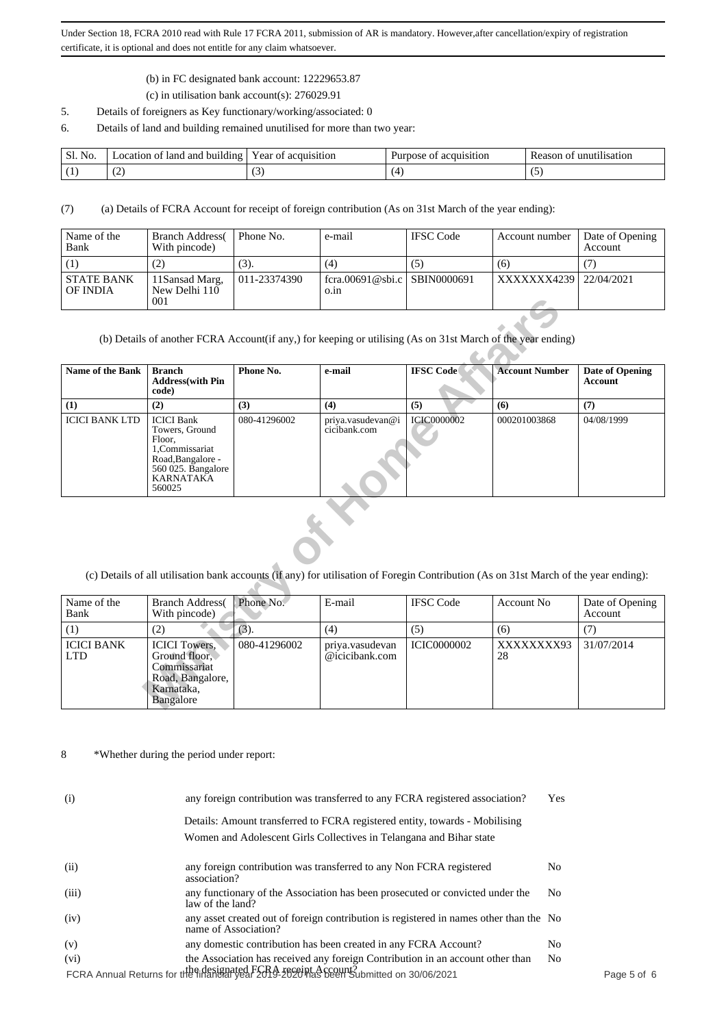Under Section 18, FCRA 2010 read with Rule 17 FCRA 2011, submission of AR is mandatory. However,after cancellation/expiry of registration certificate, it is optional and does not entitle for any claim whatsoever.

(b) in FC designated bank account: 12229653.87

(c) in utilisation bank account(s): 276029.91

5. Details of foreigners as Key functionary/working/associated: 0

6. Details of land and building remained unutilised for more than two year:

| Sl. No. | Location of land and building | Year of acquisition | Purpose of acquisition | Reason of unutilisation |
|---|---|---|---|---|
| (1) | (2) | (3) | (4) | (5) |

(7) (a) Details of FCRA Account for receipt of foreign contribution (As on 31st March of the year ending):

| Name of the Bank | Branch Address( With pincode) | Phone No. | e-mail | IFSC Code | Account number | Date of Opening Account |
|---|---|---|---|---|---|---|
| (1) | (2) | (3). | (4) | (5) | (6) | (7) |
| STATE BANK OF INDIA | 11Sansad Marg, New Delhi 110 001 | 011-23374390 | fcra.00691@sbi.co.in | SBIN0000691 | XXXXXXX4239 | 22/04/2021 |

(b) Details of another FCRA Account(if any,) for keeping or utilising (As on 31st March of the year ending)

| Name of the Bank | Branch Address(with Pin code) | Phone No. | e-mail | IFSC Code | Account Number | Date of Opening Account |
|---|---|---|---|---|---|---|
| (1) | (2) | (3) | (4) | (5) | (6) | (7) |
| ICICI BANK LTD | ICICI Bank Towers, Ground Floor, 1,Commissariat Road,Bangalore - 560 025. Bangalore KARNATAKA 560025 | 080-41296002 | priya.vasudevan@icicibank.com | ICIC0000002 | 000201003868 | 04/08/1999 |

(c) Details of all utilisation bank accounts (if any) for utilisation of Foregin Contribution (As on 31st March of the year ending):

| Name of the Bank | Branch Address( With pincode) | Phone No. | E-mail | IFSC Code | Account No | Date of Opening Account |
|---|---|---|---|---|---|---|
| (1) | (2) | (3). | (4) | (5) | (6) | (7) |
| ICICI BANK LTD | ICICI Towers, Ground floor, Commissariat Road, Bangalore, Karnataka, Bangalore | 080-41296002 | priya.vasudevan@icicibank.com | ICIC0000002 | XXXXXXXX9328 | 31/07/2014 |

8 *Whether during the period under report:

| | | |
|---|---|---|
| (i) | any foreign contribution was transferred to any FCRA registered association?<br>Details: Amount transferred to FCRA registered entity, towards - Mobilising Women and Adolescent Girls Collectives in Telangana and Bihar state | Yes |
| (ii) | any foreign contribution was transferred to any Non FCRA registered association? | No |
| (iii) | any functionary of the Association has been prosecuted or convicted under the law of the land? | No |
| (iv) | any asset created out of foreign contribution is registered in names other than the name of Association? | No |
| (v) | any domestic contribution has been created in any FCRA Account? | No |
| (vi) | the Association has received any foreign Contribution in an account other than the designated FCRA receipt Account? | No |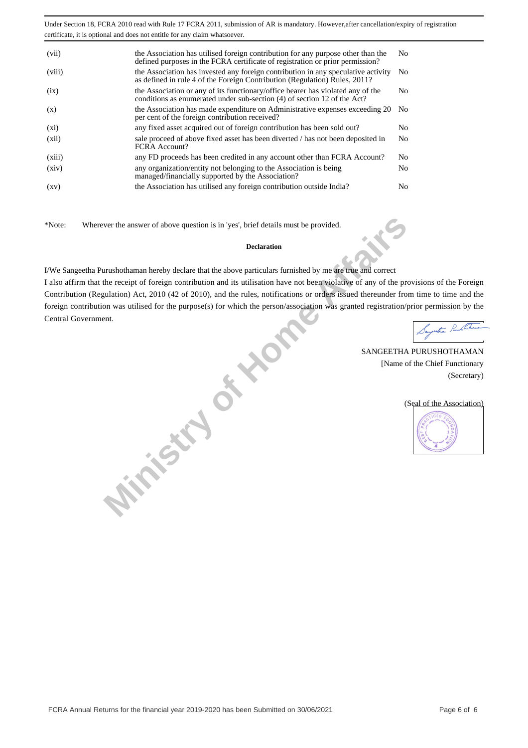Under Section 18, FCRA 2010 read with Rule 17 FCRA 2011, submission of AR is mandatory. However,after cancellation/expiry of registration certificate, it is optional and does not entitle for any claim whatsoever.

| | | |
|---|---|---|
| (vii) | the Association has utilised foreign contribution for any purpose other than the defined purposes in the FCRA certificate of registration or prior permission? | No |
| (viii) | the Association has invested any foreign contribution in any speculative activity as defined in rule 4 of the Foreign Contribution (Regulation) Rules, 2011? | No |
| (ix) | the Association or any of its functionary/office bearer has violated any of the conditions as enumerated under sub-section (4) of section 12 of the Act? | No |
| (x) | the Association has made expenditure on Administrative expenses exceeding 20 per cent of the foreign contribution received? | No |
| (xi) | any fixed asset acquired out of foreign contribution has been sold out? | No |
| (xii) | sale proceed of above fixed asset has been diverted / has not been deposited in FCRA Account? | No |
| (xiii) | any FD proceeds has been credited in any account other than FCRA Account? | No |
| (xiv) | any organization/entity not belonging to the Association is being managed/financially supported by the Association? | No |
| (xv) | the Association has utilised any foreign contribution outside India? | No |

*Note: Wherever the answer of above question is in 'yes', brief details must be provided.

**Declaration**

I/We Sangeetha Purushothaman hereby declare that the above particulars furnished by me are true and correct

I also affirm that the receipt of foreign contribution and its utilisation have not been violative of any of the provisions of the Foreign Contribution (Regulation) Act, 2010 (42 of 2010), and the rules, notifications or orders issued thereunder from time to time and the foreign contribution was utilised for the purpose(s) for which the person/association was granted registration/prior permission by the Central Government.

SANGEETHA PURUSHOTHAMAN
[Name of the Chief Functionary
(Secretary)

(Seal of the Association)

FCRA Annual Returns for the financial year 2019-2020 has been Submitted on 30/06/2021